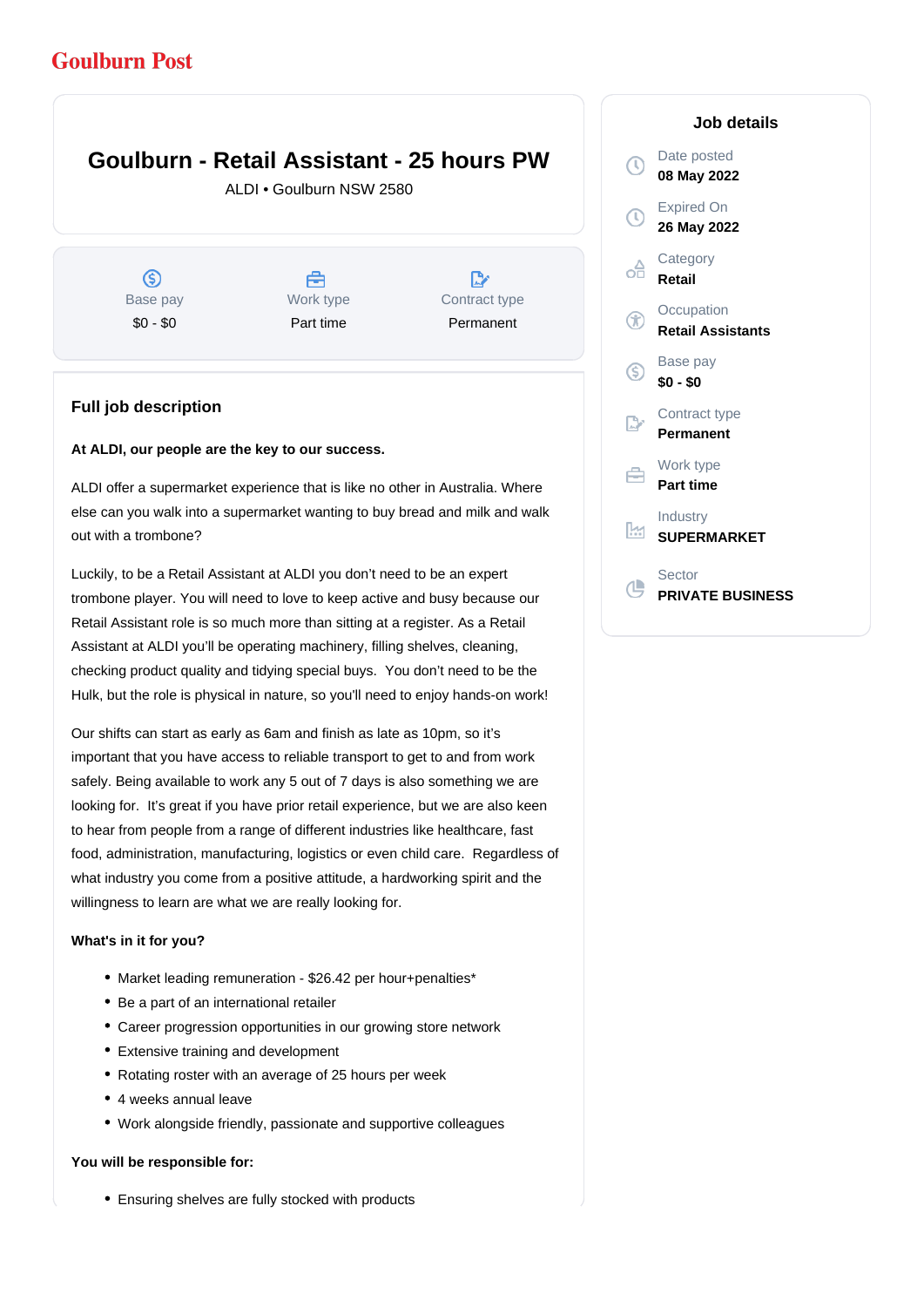Goulburn Post

# Goulburn - Retail Assistant - 25 hours PW

ALDI • Goulburn NSW 2580

| Base pay | Work type | Contract type |
|---|---|---|
| $0 - $0 | Part time | Permanent |

## Job details

Date posted
**08 May 2022**

Expired On
**26 May 2022**

Category
**Retail**

Occupation
**Retail Assistants**

Base pay
**$0 - $0**

Contract type
**Permanent**

Work type
**Part time**

Industry
**SUPERMARKET**

Sector
**PRIVATE BUSINESS**

## Full job description

**At ALDI, our people are the key to our success.**

ALDI offer a supermarket experience that is like no other in Australia. Where else can you walk into a supermarket wanting to buy bread and milk and walk out with a trombone?

Luckily, to be a Retail Assistant at ALDI you don't need to be an expert trombone player. You will need to love to keep active and busy because our Retail Assistant role is so much more than sitting at a register. As a Retail Assistant at ALDI you'll be operating machinery, filling shelves, cleaning, checking product quality and tidying special buys. You don't need to be the Hulk, but the role is physical in nature, so you'll need to enjoy hands-on work!

Our shifts can start as early as 6am and finish as late as 10pm, so it's important that you have access to reliable transport to get to and from work safely. Being available to work any 5 out of 7 days is also something we are looking for. It's great if you have prior retail experience, but we are also keen to hear from people from a range of different industries like healthcare, fast food, administration, manufacturing, logistics or even child care. Regardless of what industry you come from a positive attitude, a hardworking spirit and the willingness to learn are what we are really looking for.

**What's in it for you?**

- Market leading remuneration - $26.42 per hour+penalties*
- Be a part of an international retailer
- Career progression opportunities in our growing store network
- Extensive training and development
- Rotating roster with an average of 25 hours per week
- 4 weeks annual leave
- Work alongside friendly, passionate and supportive colleagues

**You will be responsible for:**

- Ensuring shelves are fully stocked with products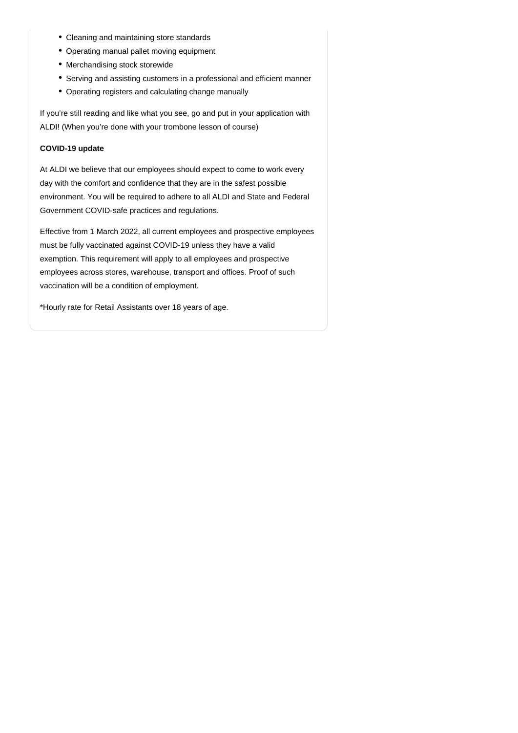- Cleaning and maintaining store standards
- Operating manual pallet moving equipment
- Merchandising stock storewide
- Serving and assisting customers in a professional and efficient manner
- Operating registers and calculating change manually

If you're still reading and like what you see, go and put in your application with ALDI! (When you're done with your trombone lesson of course)

**COVID-19 update**

At ALDI we believe that our employees should expect to come to work every day with the comfort and confidence that they are in the safest possible environment. You will be required to adhere to all ALDI and State and Federal Government COVID-safe practices and regulations.

Effective from 1 March 2022, all current employees and prospective employees must be fully vaccinated against COVID-19 unless they have a valid exemption. This requirement will apply to all employees and prospective employees across stores, warehouse, transport and offices. Proof of such vaccination will be a condition of employment.

*Hourly rate for Retail Assistants over 18 years of age.